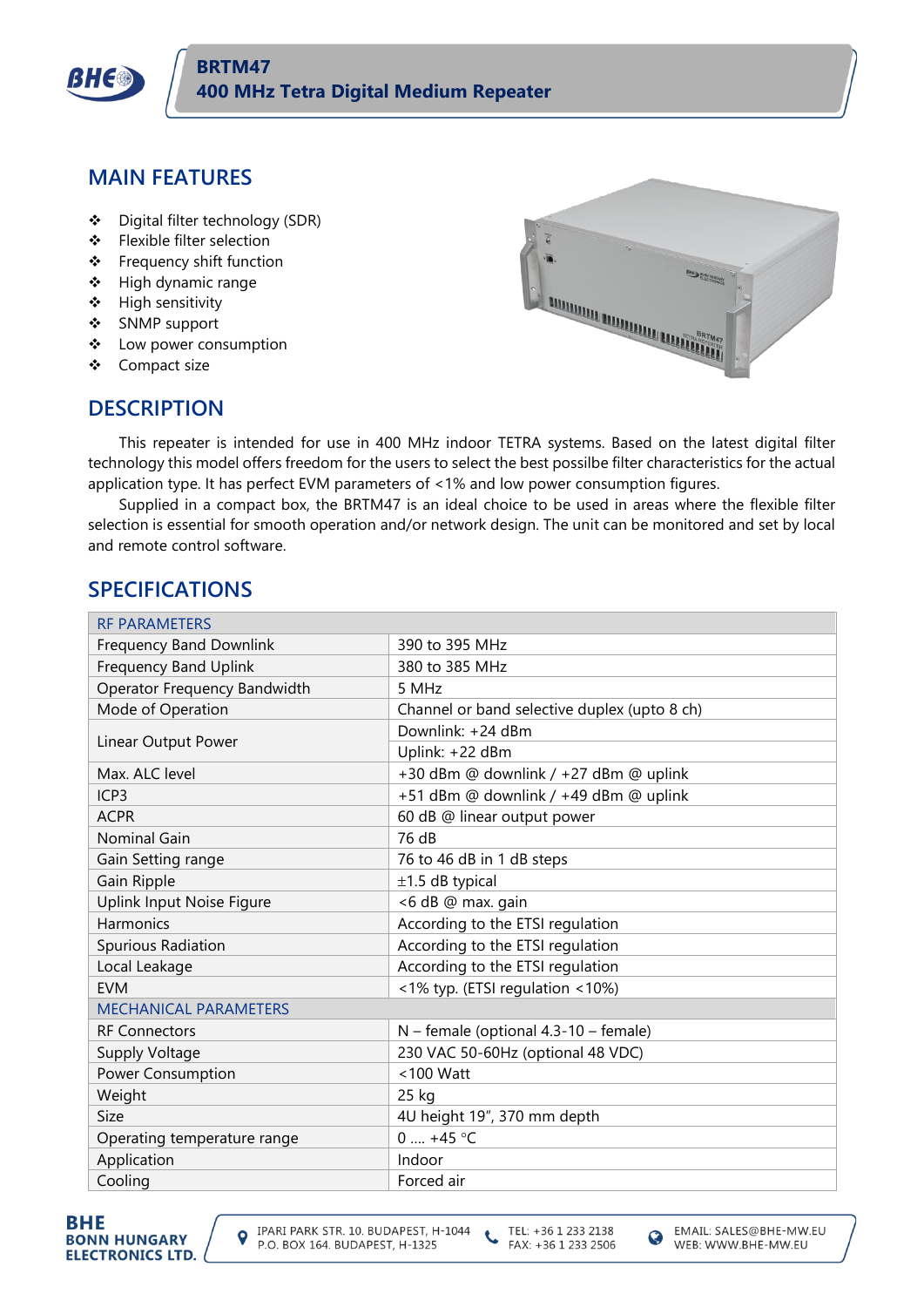# BRTM47
# 400 MHz Tetra Digital Medium Repeater

## MAIN FEATURES

- Digital filter technology (SDR)
- Flexible filter selection
- Frequency shift function
- High dynamic range
- High sensitivity
- SNMP support
- Low power consumption
- Compact size

## DESCRIPTION

This repeater is intended for use in 400 MHz indoor TETRA systems. Based on the latest digital filter technology this model offers freedom for the users to select the best possilbe filter characteristics for the actual application type. It has perfect EVM parameters of <1% and low power consumption figures.

Supplied in a compact box, the BRTM47 is an ideal choice to be used in areas where the flexible filter selection is essential for smooth operation and/or network design. The unit can be monitored and set by local and remote control software.

## SPECIFICATIONS

| RF PARAMETERS | |
|---|---|
| Frequency Band Downlink | 390 to 395 MHz |
| Frequency Band Uplink | 380 to 385 MHz |
| Operator Frequency Bandwidth | 5 MHz |
| Mode of Operation | Channel or band selective duplex (upto 8 ch) |
| Linear Output Power | Downlink: +24 dBm |
| | Uplink: +22 dBm |
| Max. ALC level | +30 dBm @ downlink / +27 dBm @ uplink |
| ICP3 | +51 dBm @ downlink / +49 dBm @ uplink |
| ACPR | 60 dB @ linear output power |
| Nominal Gain | 76 dB |
| Gain Setting range | 76 to 46 dB in 1 dB steps |
| Gain Ripple | ±1.5 dB typical |
| Uplink Input Noise Figure | <6 dB @ max. gain |
| Harmonics | According to the ETSI regulation |
| Spurious Radiation | According to the ETSI regulation |
| Local Leakage | According to the ETSI regulation |
| EVM | <1% typ. (ETSI regulation <10%) |
| **MECHANICAL PARAMETERS** | |
| RF Connectors | N – female (optional 4.3-10 – female) |
| Supply Voltage | 230 VAC 50-60Hz (optional 48 VDC) |
| Power Consumption | <100 Watt |
| Weight | 25 kg |
| Size | 4U height 19", 370 mm depth |
| Operating temperature range | 0 .... +45 °C |
| Application | Indoor |
| Cooling | Forced air |

BHE BONN HUNGARY ELECTRONICS LTD.

IPARI PARK STR. 10. BUDAPEST, H-1044
P.O. BOX 164. BUDAPEST, H-1325

TEL: +36 1 233 2138
FAX: +36 1 233 2506

EMAIL: SALES@BHE-MW.EU
WEB: WWW.BHE-MW.EU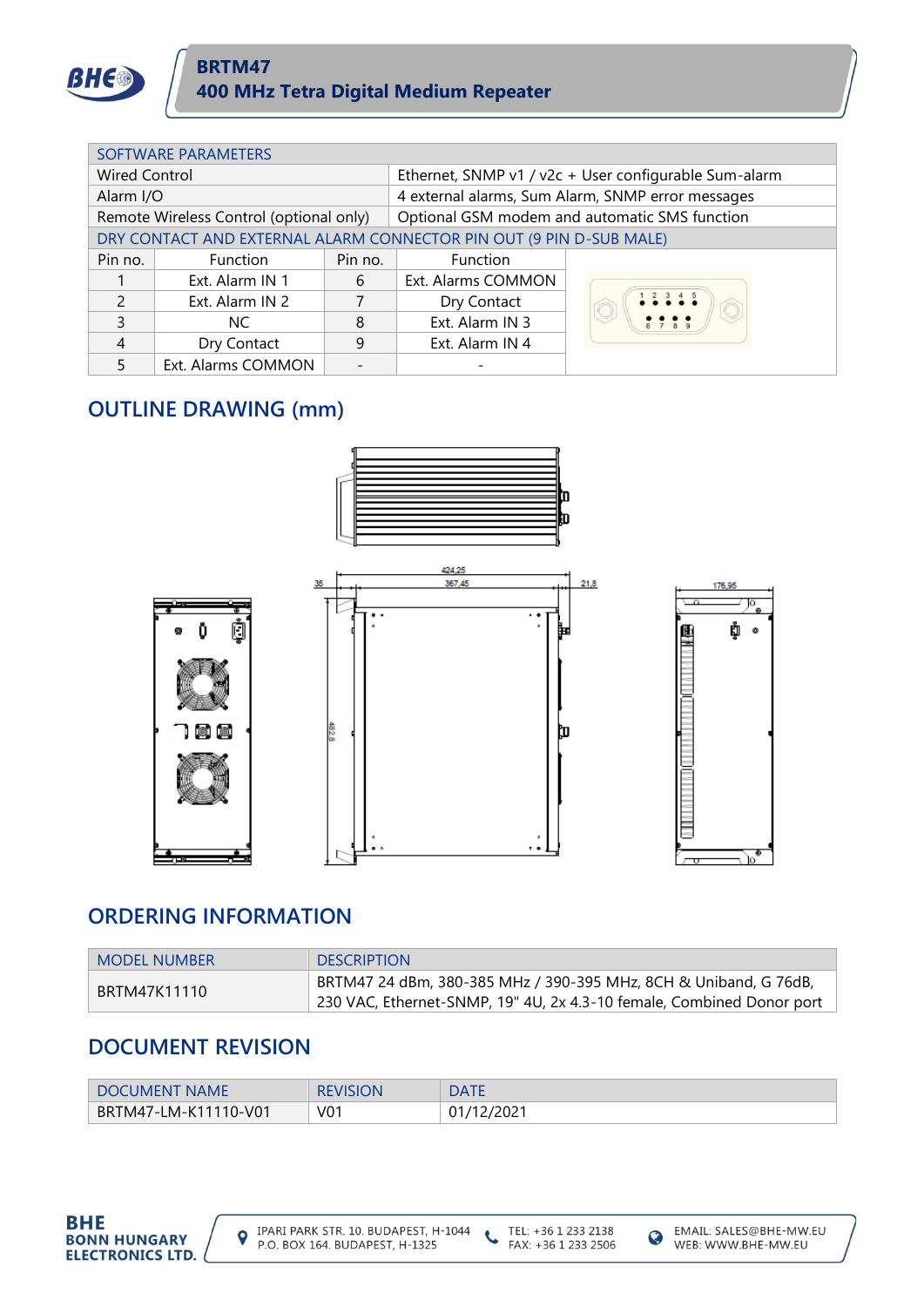| SOFTWARE PARAMETERS | |
|---|---|
| Wired Control | Ethernet, SNMP v1 / v2c + User configurable Sum-alarm |
| Alarm I/O | 4 external alarms, Sum Alarm, SNMP error messages |
| Remote Wireless Control (optional only) | Optional GSM modem and automatic SMS function |

**DRY CONTACT AND EXTERNAL ALARM CONNECTOR PIN OUT (9 PIN D-SUB MALE)**

| Pin no. | Function | Pin no. | Function |
|---|---|---|---|
| 1 | Ext. Alarm IN 1 | 6 | Ext. Alarms COMMON |
| 2 | Ext. Alarm IN 2 | 7 | Dry Contact |
| 3 | NC | 8 | Ext. Alarm IN 3 |
| 4 | Dry Contact | 9 | Ext. Alarm IN 4 |
| 5 | Ext. Alarms COMMON | - | - |

## OUTLINE DRAWING (mm)

424,25
367,45
35
21,8
176,95
482,8

## ORDERING INFORMATION

| MODEL NUMBER | DESCRIPTION |
|---|---|
| BRTM47K11110 | BRTM47 24 dBm, 380-385 MHz / 390-395 MHz, 8CH & Uniband, G 76dB, 230 VAC, Ethernet-SNMP, 19" 4U, 2x 4.3-10 female, Combined Donor port |

## DOCUMENT REVISION

| DOCUMENT NAME | REVISION | DATE |
|---|---|---|
| BRTM47-LM-K11110-V01 | V01 | 01/12/2021 |